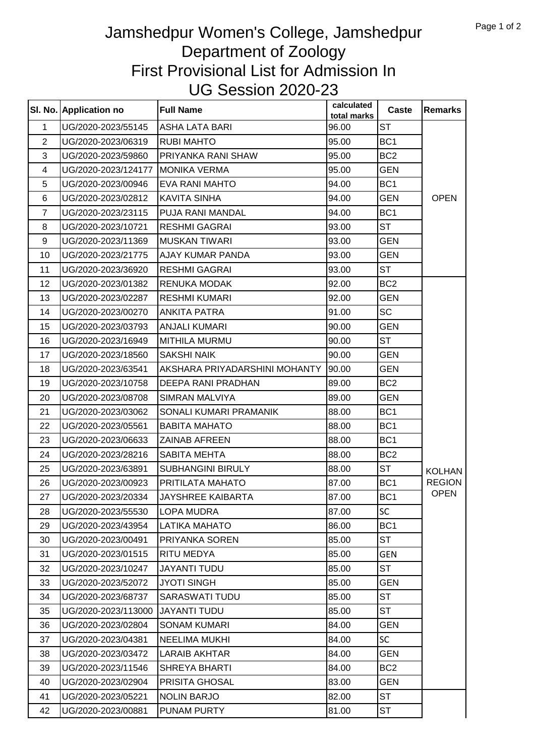# Jamshedpur Women's College, Jamshedpur
# Department of Zoology
# First Provisional List for Admission In
# UG Session 2020-23

| Sl. No. | Application no | Full Name | calculated total marks | Caste | Remarks |
|---|---|---|---|---|---|
| 1 | UG/2020-2023/55145 | ASHA LATA BARI | 96.00 | ST | OPEN |
| 2 | UG/2020-2023/06319 | RUBI MAHTO | 95.00 | BC1 | |
| 3 | UG/2020-2023/59860 | PRIYANKA RANI SHAW | 95.00 | BC2 | |
| 4 | UG/2020-2023/124177 | MONIKA VERMA | 95.00 | GEN | |
| 5 | UG/2020-2023/00946 | EVA RANI MAHTO | 94.00 | BC1 | |
| 6 | UG/2020-2023/02812 | KAVITA SINHA | 94.00 | GEN | |
| 7 | UG/2020-2023/23115 | PUJA RANI MANDAL | 94.00 | BC1 | |
| 8 | UG/2020-2023/10721 | RESHMI GAGRAI | 93.00 | ST | |
| 9 | UG/2020-2023/11369 | MUSKAN TIWARI | 93.00 | GEN | |
| 10 | UG/2020-2023/21775 | AJAY KUMAR PANDA | 93.00 | GEN | |
| 11 | UG/2020-2023/36920 | RESHMI GAGRAI | 93.00 | ST | |
| 12 | UG/2020-2023/01382 | RENUKA MODAK | 92.00 | BC2 | KOLHAN REGION OPEN |
| 13 | UG/2020-2023/02287 | RESHMI KUMARI | 92.00 | GEN | |
| 14 | UG/2020-2023/00270 | ANKITA PATRA | 91.00 | SC | |
| 15 | UG/2020-2023/03793 | ANJALI KUMARI | 90.00 | GEN | |
| 16 | UG/2020-2023/16949 | MITHILA MURMU | 90.00 | ST | |
| 17 | UG/2020-2023/18560 | SAKSHI NAIK | 90.00 | GEN | |
| 18 | UG/2020-2023/63541 | AKSHARA PRIYADARSHINI MOHANTY | 90.00 | GEN | |
| 19 | UG/2020-2023/10758 | DEEPA RANI PRADHAN | 89.00 | BC2 | |
| 20 | UG/2020-2023/08708 | SIMRAN MALVIYA | 89.00 | GEN | |
| 21 | UG/2020-2023/03062 | SONALI KUMARI PRAMANIK | 88.00 | BC1 | |
| 22 | UG/2020-2023/05561 | BABITA MAHATO | 88.00 | BC1 | |
| 23 | UG/2020-2023/06633 | ZAINAB AFREEN | 88.00 | BC1 | |
| 24 | UG/2020-2023/28216 | SABITA MEHTA | 88.00 | BC2 | |
| 25 | UG/2020-2023/63891 | SUBHANGINI BIRULY | 88.00 | ST | |
| 26 | UG/2020-2023/00923 | PRITILATA MAHATO | 87.00 | BC1 | |
| 27 | UG/2020-2023/20334 | JAYSHREE KAIBARTA | 87.00 | BC1 | |
| 28 | UG/2020-2023/55530 | LOPA MUDRA | 87.00 | SC | |
| 29 | UG/2020-2023/43954 | LATIKA MAHATO | 86.00 | BC1 | |
| 30 | UG/2020-2023/00491 | PRIYANKA SOREN | 85.00 | ST | |
| 31 | UG/2020-2023/01515 | RITU MEDYA | 85.00 | GEN | |
| 32 | UG/2020-2023/10247 | JAYANTI TUDU | 85.00 | ST | |
| 33 | UG/2020-2023/52072 | JYOTI SINGH | 85.00 | GEN | |
| 34 | UG/2020-2023/68737 | SARASWATI TUDU | 85.00 | ST | |
| 35 | UG/2020-2023/113000 | JAYANTI TUDU | 85.00 | ST | |
| 36 | UG/2020-2023/02804 | SONAM KUMARI | 84.00 | GEN | |
| 37 | UG/2020-2023/04381 | NEELIMA MUKHI | 84.00 | SC | |
| 38 | UG/2020-2023/03472 | LARAIB AKHTAR | 84.00 | GEN | |
| 39 | UG/2020-2023/11546 | SHREYA BHARTI | 84.00 | BC2 | |
| 40 | UG/2020-2023/02904 | PRISITA GHOSAL | 83.00 | GEN | |
| 41 | UG/2020-2023/05221 | NOLIN BARJO | 82.00 | ST | |
| 42 | UG/2020-2023/00881 | PUNAM PURTY | 81.00 | ST | |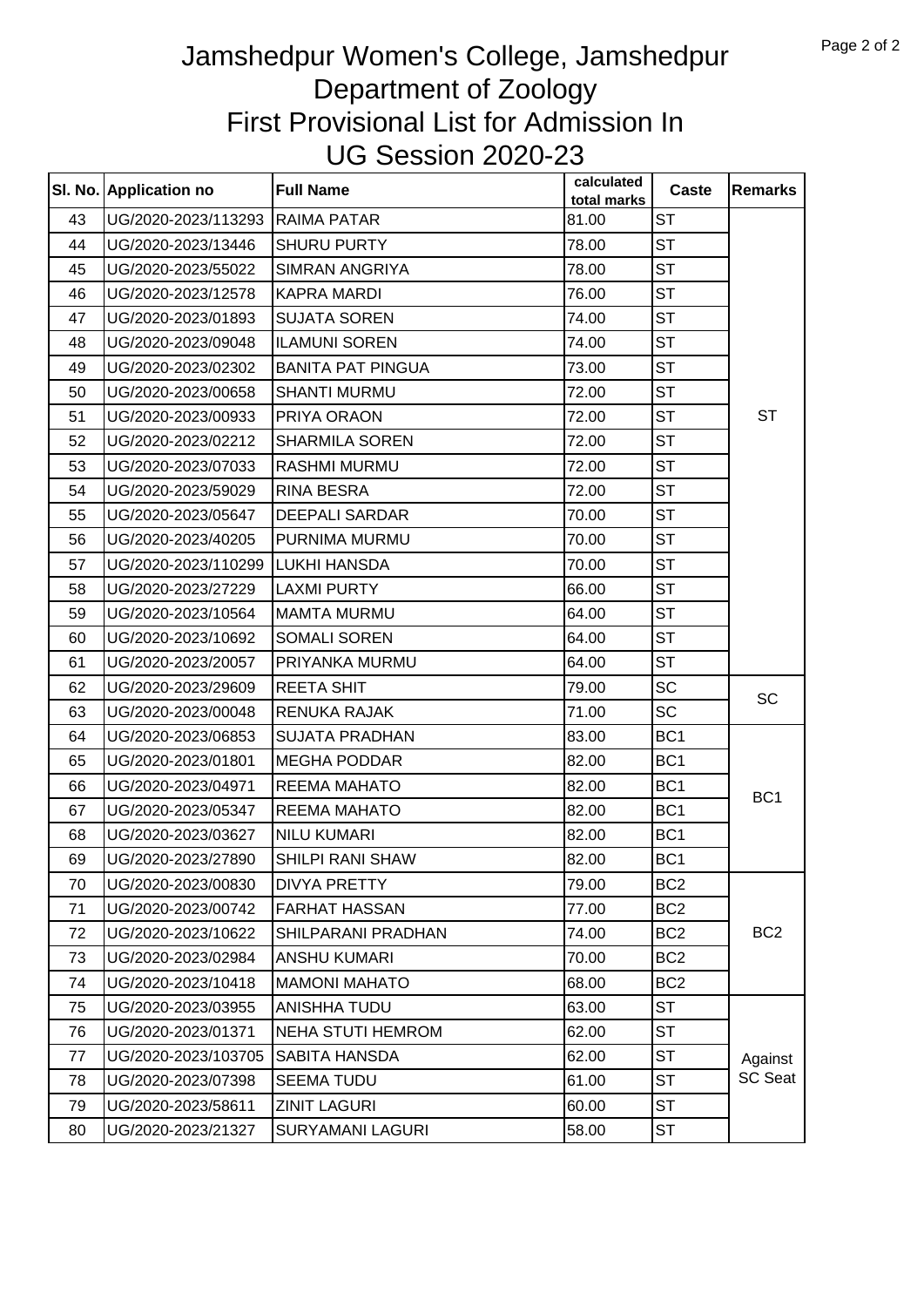# Jamshedpur Women's College, Jamshedpur
## Department of Zoology
## First Provisional List for Admission In
## UG Session 2020-23

| Sl. No. | Application no | Full Name | calculated total marks | Caste | Remarks |
|---|---|---|---|---|---|
| 43 | UG/2020-2023/113293 | RAIMA PATAR | 81.00 | ST | ST |
| 44 | UG/2020-2023/13446 | SHURU PURTY | 78.00 | ST | |
| 45 | UG/2020-2023/55022 | SIMRAN ANGRIYA | 78.00 | ST | |
| 46 | UG/2020-2023/12578 | KAPRA MARDI | 76.00 | ST | |
| 47 | UG/2020-2023/01893 | SUJATA SOREN | 74.00 | ST | |
| 48 | UG/2020-2023/09048 | ILAMUNI SOREN | 74.00 | ST | |
| 49 | UG/2020-2023/02302 | BANITA PAT PINGUA | 73.00 | ST | |
| 50 | UG/2020-2023/00658 | SHANTI MURMU | 72.00 | ST | |
| 51 | UG/2020-2023/00933 | PRIYA ORAON | 72.00 | ST | |
| 52 | UG/2020-2023/02212 | SHARMILA SOREN | 72.00 | ST | |
| 53 | UG/2020-2023/07033 | RASHMI MURMU | 72.00 | ST | |
| 54 | UG/2020-2023/59029 | RINA BESRA | 72.00 | ST | |
| 55 | UG/2020-2023/05647 | DEEPALI SARDAR | 70.00 | ST | |
| 56 | UG/2020-2023/40205 | PURNIMA MURMU | 70.00 | ST | |
| 57 | UG/2020-2023/110299 | LUKHI HANSDA | 70.00 | ST | |
| 58 | UG/2020-2023/27229 | LAXMI PURTY | 66.00 | ST | |
| 59 | UG/2020-2023/10564 | MAMTA MURMU | 64.00 | ST | |
| 60 | UG/2020-2023/10692 | SOMALI SOREN | 64.00 | ST | |
| 61 | UG/2020-2023/20057 | PRIYANKA MURMU | 64.00 | ST | |
| 62 | UG/2020-2023/29609 | REETA SHIT | 79.00 | SC | SC |
| 63 | UG/2020-2023/00048 | RENUKA RAJAK | 71.00 | SC | |
| 64 | UG/2020-2023/06853 | SUJATA PRADHAN | 83.00 | BC1 | BC1 |
| 65 | UG/2020-2023/01801 | MEGHA PODDAR | 82.00 | BC1 | |
| 66 | UG/2020-2023/04971 | REEMA MAHATO | 82.00 | BC1 | |
| 67 | UG/2020-2023/05347 | REEMA MAHATO | 82.00 | BC1 | |
| 68 | UG/2020-2023/03627 | NILU KUMARI | 82.00 | BC1 | |
| 69 | UG/2020-2023/27890 | SHILPI RANI SHAW | 82.00 | BC1 | |
| 70 | UG/2020-2023/00830 | DIVYA PRETTY | 79.00 | BC2 | BC2 |
| 71 | UG/2020-2023/00742 | FARHAT HASSAN | 77.00 | BC2 | |
| 72 | UG/2020-2023/10622 | SHILPARANI PRADHAN | 74.00 | BC2 | |
| 73 | UG/2020-2023/02984 | ANSHU KUMARI | 70.00 | BC2 | |
| 74 | UG/2020-2023/10418 | MAMONI MAHATO | 68.00 | BC2 | |
| 75 | UG/2020-2023/03955 | ANISHHA TUDU | 63.00 | ST | Against SC Seat |
| 76 | UG/2020-2023/01371 | NEHA STUTI HEMROM | 62.00 | ST | |
| 77 | UG/2020-2023/103705 | SABITA HANSDA | 62.00 | ST | |
| 78 | UG/2020-2023/07398 | SEEMA TUDU | 61.00 | ST | |
| 79 | UG/2020-2023/58611 | ZINIT LAGURI | 60.00 | ST | |
| 80 | UG/2020-2023/21327 | SURYAMANI LAGURI | 58.00 | ST | |